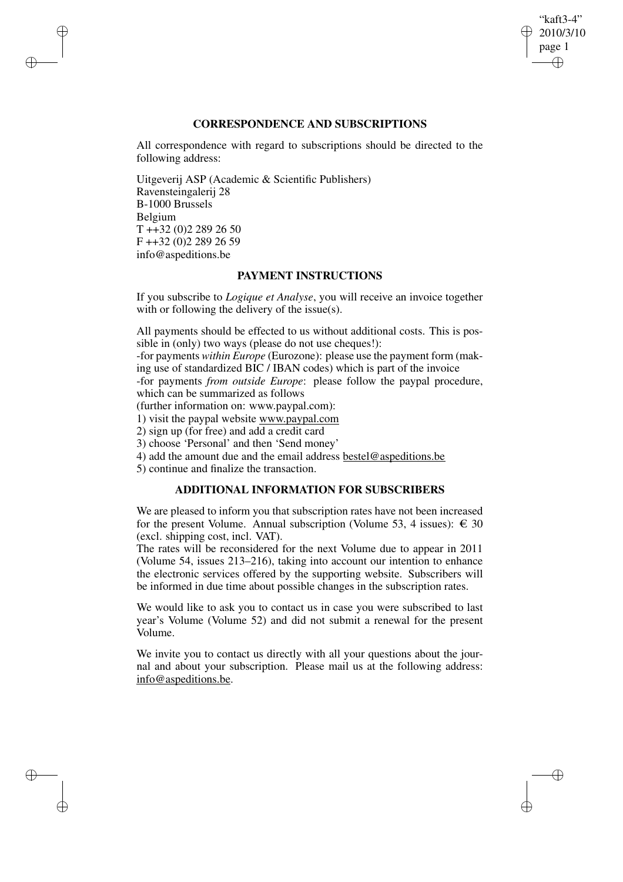## CORRESPONDENCE AND SUBSCRIPTIONS

All correspondence with regard to subscriptions should be directed to the following address:

Uitgeverij ASP (Academic & Scientific Publishers)
Ravensteingalerij 28
B-1000 Brussels
Belgium
T ++32 (0)2 289 26 50
F ++32 (0)2 289 26 59
info@aspeditions.be

## PAYMENT INSTRUCTIONS

If you subscribe to *Logique et Analyse*, you will receive an invoice together with or following the delivery of the issue(s).

All payments should be effected to us without additional costs. This is possible in (only) two ways (please do not use cheques!):
-for payments *within Europe* (Eurozone): please use the payment form (making use of standardized BIC / IBAN codes) which is part of the invoice
-for payments *from outside Europe*: please follow the paypal procedure, which can be summarized as follows
(further information on: www.paypal.com):
1) visit the paypal website www.paypal.com
2) sign up (for free) and add a credit card
3) choose 'Personal' and then 'Send money'
4) add the amount due and the email address bestel@aspeditions.be
5) continue and finalize the transaction.

## ADDITIONAL INFORMATION FOR SUBSCRIBERS

We are pleased to inform you that subscription rates have not been increased for the present Volume. Annual subscription (Volume 53, 4 issues): € 30 (excl. shipping cost, incl. VAT).
The rates will be reconsidered for the next Volume due to appear in 2011 (Volume 54, issues 213–216), taking into account our intention to enhance the electronic services offered by the supporting website. Subscribers will be informed in due time about possible changes in the subscription rates.

We would like to ask you to contact us in case you were subscribed to last year's Volume (Volume 52) and did not submit a renewal for the present Volume.

We invite you to contact us directly with all your questions about the journal and about your subscription. Please mail us at the following address: info@aspeditions.be.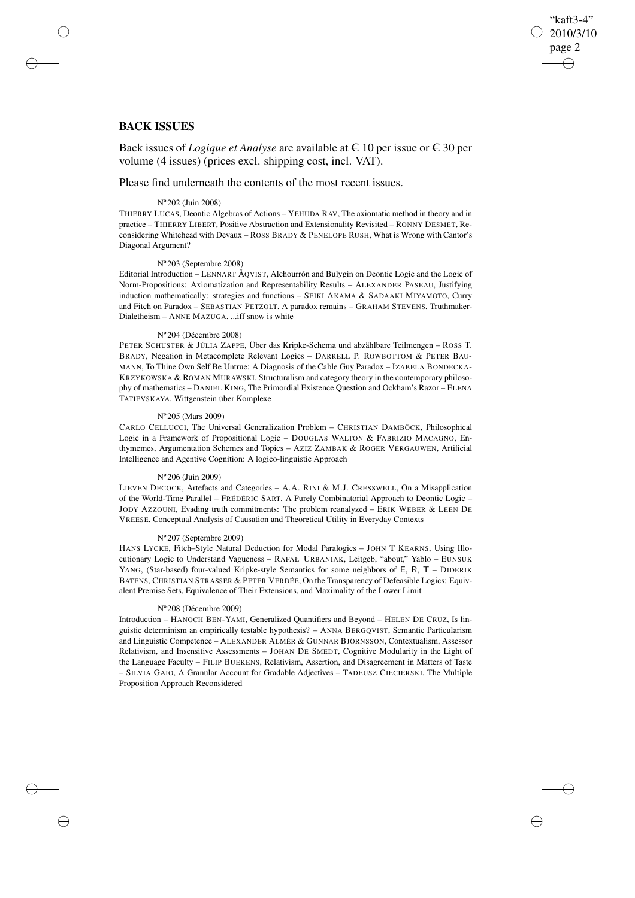## BACK ISSUES

Back issues of *Logique et Analyse* are available at € 10 per issue or € 30 per volume (4 issues) (prices excl. shipping cost, incl. VAT).

Please find underneath the contents of the most recent issues.

N° 202 (Juin 2008)

THIERRY LUCAS, Deontic Algebras of Actions – YEHUDA RAV, The axiomatic method in theory and in practice – THIERRY LIBERT, Positive Abstraction and Extensionality Revisited – RONNY DESMET, Reconsidering Whitehead with Devaux – ROSS BRADY & PENELOPE RUSH, What is Wrong with Cantor's Diagonal Argument?

N° 203 (Septembre 2008)

Editorial Introduction – LENNART ÅQVIST, Alchourrón and Bulygin on Deontic Logic and the Logic of Norm-Propositions: Axiomatization and Representability Results – ALEXANDER PASEAU, Justifying induction mathematically: strategies and functions – SEIKI AKAMA & SADAAKI MIYAMOTO, Curry and Fitch on Paradox – SEBASTIAN PETZOLT, A paradox remains – GRAHAM STEVENS, Truthmaker-Dialetheism – ANNE MAZUGA, ...iff snow is white

N° 204 (Décembre 2008)

PETER SCHUSTER & JÚLIA ZAPPE, Über das Kripke-Schema und abzählbare Teilmengen – ROSS T. BRADY, Negation in Metacomplete Relevant Logics – DARRELL P. ROWBOTTOM & PETER BAUMANN, To Thine Own Self Be Untrue: A Diagnosis of the Cable Guy Paradox – IZABELA BONDECKA-KRZYKOWSKA & ROMAN MURAWSKI, Structuralism and category theory in the contemporary philosophy of mathematics – DANIEL KING, The Primordial Existence Question and Ockham's Razor – ELENA TATIEVSKAYA, Wittgenstein über Komplexe

N° 205 (Mars 2009)

CARLO CELLUCCI, The Universal Generalization Problem – CHRISTIAN DAMBÖCK, Philosophical Logic in a Framework of Propositional Logic – DOUGLAS WALTON & FABRIZIO MACAGNO, Enthymemes, Argumentation Schemes and Topics – AZIZ ZAMBAK & ROGER VERGAUWEN, Artificial Intelligence and Agentive Cognition: A logico-linguistic Approach

N° 206 (Juin 2009)

LIEVEN DECOCK, Artefacts and Categories – A.A. RINI & M.J. CRESSWELL, On a Misapplication of the World-Time Parallel – FRÉDÉRIC SART, A Purely Combinatorial Approach to Deontic Logic – JODY AZZOUNI, Evading truth commitments: The problem reanalyzed – ERIK WEBER & LEEN DE VREESE, Conceptual Analysis of Causation and Theoretical Utility in Everyday Contexts

N° 207 (Septembre 2009)

HANS LYCKE, Fitch–Style Natural Deduction for Modal Paralogics – JOHN T KEARNS, Using Illocutionary Logic to Understand Vagueness – RAFAŁ URBANIAK, Leitgeb, "about," Yablo – EUNSUK YANG, (Star-based) four-valued Kripke-style Semantics for some neighbors of E, R, T – DIDERIK BATENS, CHRISTIAN STRASSER & PETER VERDÉE, On the Transparency of Defeasible Logics: Equivalent Premise Sets, Equivalence of Their Extensions, and Maximality of the Lower Limit

N° 208 (Décembre 2009)

Introduction – HANOCH BEN-YAMI, Generalized Quantifiers and Beyond – HELEN DE CRUZ, Is linguistic determinism an empirically testable hypothesis? – ANNA BERGQVIST, Semantic Particularism and Linguistic Competence – ALEXANDER ALMÉR & GUNNAR BJÖRNSSON, Contextualism, Assessor Relativism, and Insensitive Assessments – JOHAN DE SMEDT, Cognitive Modularity in the Light of the Language Faculty – FILIP BUEKENS, Relativism, Assertion, and Disagreement in Matters of Taste – SILVIA GAIO, A Granular Account for Gradable Adjectives – TADEUSZ CIECIERSKI, The Multiple Proposition Approach Reconsidered